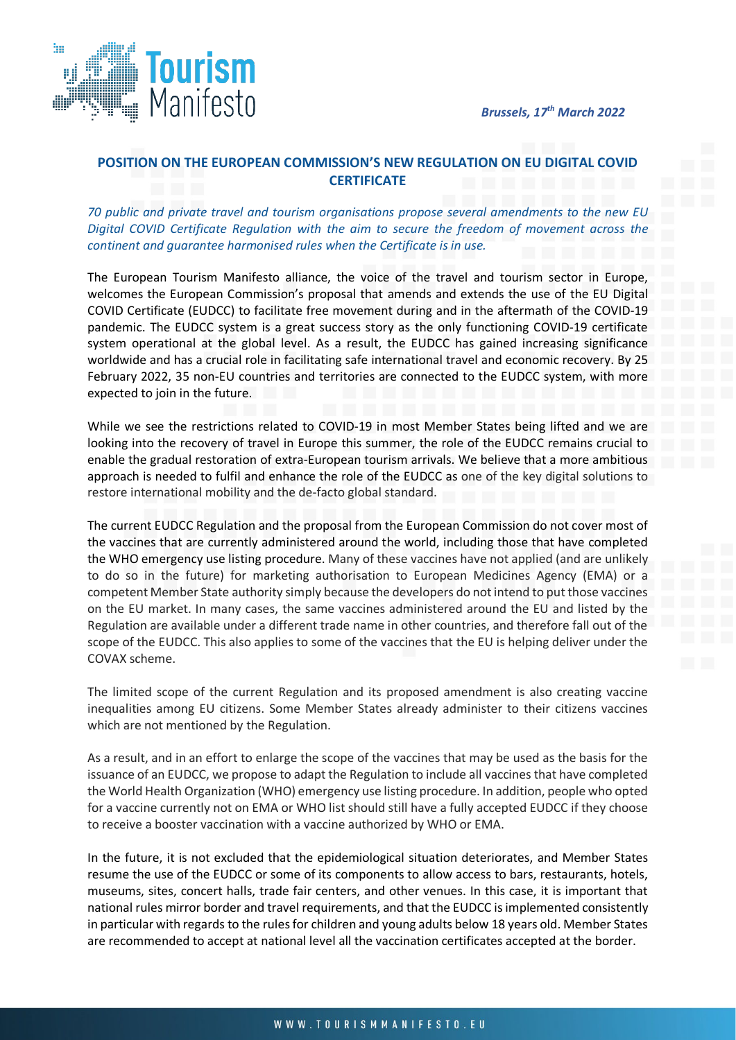*Brussels, 17th March 2022*

## POSITION ON THE EUROPEAN COMMISSION'S NEW REGULATION ON EU DIGITAL COVID CERTIFICATE

*70 public and private travel and tourism organisations propose several amendments to the new EU Digital COVID Certificate Regulation with the aim to secure the freedom of movement across the continent and guarantee harmonised rules when the Certificate is in use.*

The European Tourism Manifesto alliance, the voice of the travel and tourism sector in Europe, welcomes the European Commission's proposal that amends and extends the use of the EU Digital COVID Certificate (EUDCC) to facilitate free movement during and in the aftermath of the COVID-19 pandemic. The EUDCC system is a great success story as the only functioning COVID-19 certificate system operational at the global level. As a result, the EUDCC has gained increasing significance worldwide and has a crucial role in facilitating safe international travel and economic recovery. By 25 February 2022, 35 non-EU countries and territories are connected to the EUDCC system, with more expected to join in the future.

While we see the restrictions related to COVID-19 in most Member States being lifted and we are looking into the recovery of travel in Europe this summer, the role of the EUDCC remains crucial to enable the gradual restoration of extra-European tourism arrivals. We believe that a more ambitious approach is needed to fulfil and enhance the role of the EUDCC as one of the key digital solutions to restore international mobility and the de-facto global standard.

The current EUDCC Regulation and the proposal from the European Commission do not cover most of the vaccines that are currently administered around the world, including those that have completed the WHO emergency use listing procedure. Many of these vaccines have not applied (and are unlikely to do so in the future) for marketing authorisation to European Medicines Agency (EMA) or a competent Member State authority simply because the developers do not intend to put those vaccines on the EU market. In many cases, the same vaccines administered around the EU and listed by the Regulation are available under a different trade name in other countries, and therefore fall out of the scope of the EUDCC. This also applies to some of the vaccines that the EU is helping deliver under the COVAX scheme.

The limited scope of the current Regulation and its proposed amendment is also creating vaccine inequalities among EU citizens. Some Member States already administer to their citizens vaccines which are not mentioned by the Regulation.

As a result, and in an effort to enlarge the scope of the vaccines that may be used as the basis for the issuance of an EUDCC, we propose to adapt the Regulation to include all vaccines that have completed the World Health Organization (WHO) emergency use listing procedure. In addition, people who opted for a vaccine currently not on EMA or WHO list should still have a fully accepted EUDCC if they choose to receive a booster vaccination with a vaccine authorized by WHO or EMA.

In the future, it is not excluded that the epidemiological situation deteriorates, and Member States resume the use of the EUDCC or some of its components to allow access to bars, restaurants, hotels, museums, sites, concert halls, trade fair centers, and other venues. In this case, it is important that national rules mirror border and travel requirements, and that the EUDCC is implemented consistently in particular with regards to the rules for children and young adults below 18 years old. Member States are recommended to accept at national level all the vaccination certificates accepted at the border.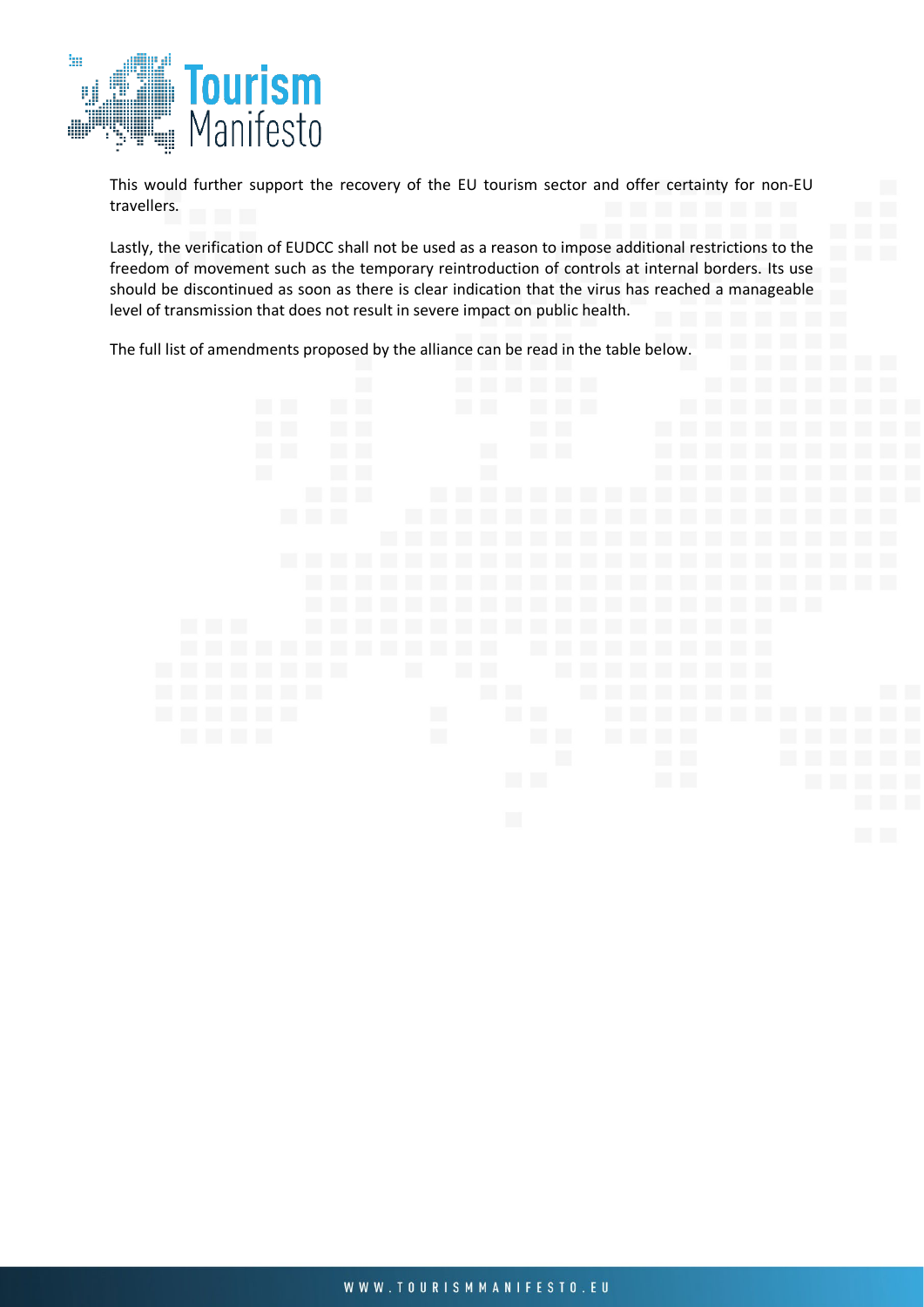This would further support the recovery of the EU tourism sector and offer certainty for non-EU travellers.

Lastly, the verification of EUDCC shall not be used as a reason to impose additional restrictions to the freedom of movement such as the temporary reintroduction of controls at internal borders. Its use should be discontinued as soon as there is clear indication that the virus has reached a manageable level of transmission that does not result in severe impact on public health.

The full list of amendments proposed by the alliance can be read in the table below.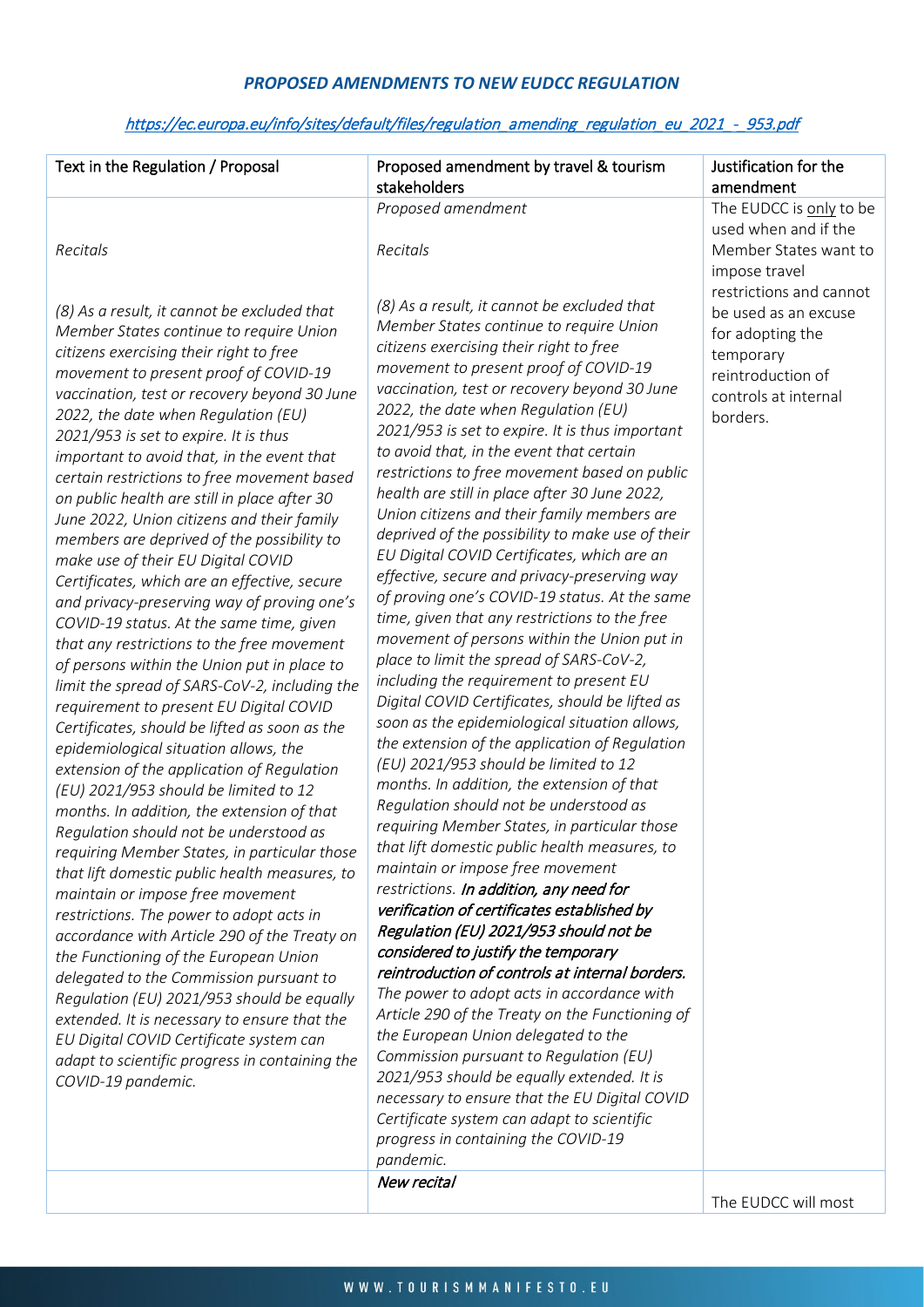***PROPOSED AMENDMENTS TO NEW EUDCC REGULATION***

[https://ec.europa.eu/info/sites/default/files/regulation_amending_regulation_eu_2021_-_953.pdf](https://ec.europa.eu/info/sites/default/files/regulation_amending_regulation_eu_2021_-_953.pdf)

| Text in the Regulation / Proposal | Proposed amendment by travel & tourism stakeholders | Justification for the amendment |
|---|---|---|
| *Recitals*<br><br>*(8) As a result, it cannot be excluded that Member States continue to require Union citizens exercising their right to free movement to present proof of COVID-19 vaccination, test or recovery beyond 30 June 2022, the date when Regulation (EU) 2021/953 is set to expire. It is thus important to avoid that, in the event that certain restrictions to free movement based on public health are still in place after 30 June 2022, Union citizens and their family members are deprived of the possibility to make use of their EU Digital COVID Certificates, which are an effective, secure and privacy-preserving way of proving one's COVID-19 status. At the same time, given that any restrictions to the free movement of persons within the Union put in place to limit the spread of SARS-CoV-2, including the requirement to present EU Digital COVID Certificates, should be lifted as soon as the epidemiological situation allows, the extension of the application of Regulation (EU) 2021/953 should be limited to 12 months. In addition, the extension of that Regulation should not be understood as requiring Member States, in particular those that lift domestic public health measures, to maintain or impose free movement restrictions. The power to adopt acts in accordance with Article 290 of the Treaty on the Functioning of the European Union delegated to the Commission pursuant to Regulation (EU) 2021/953 should be equally extended. It is necessary to ensure that the EU Digital COVID Certificate system can adapt to scientific progress in containing the COVID-19 pandemic.* | *Proposed amendment*<br><br>*Recitals*<br><br>*(8) As a result, it cannot be excluded that Member States continue to require Union citizens exercising their right to free movement to present proof of COVID-19 vaccination, test or recovery beyond 30 June 2022, the date when Regulation (EU) 2021/953 is set to expire. It is thus important to avoid that, in the event that certain restrictions to free movement based on public health are still in place after 30 June 2022, Union citizens and their family members are deprived of the possibility to make use of their EU Digital COVID Certificates, which are an effective, secure and privacy-preserving way of proving one's COVID-19 status. At the same time, given that any restrictions to the free movement of persons within the Union put in place to limit the spread of SARS-CoV-2, including the requirement to present EU Digital COVID Certificates, should be lifted as soon as the epidemiological situation allows, the extension of the application of Regulation (EU) 2021/953 should be limited to 12 months. In addition, the extension of that Regulation should not be understood as requiring Member States, in particular those that lift domestic public health measures, to maintain or impose free movement restrictions.* ***In addition, any need for verification of certificates established by Regulation (EU) 2021/953 should not be considered to justify the temporary reintroduction of controls at internal borders.*** *The power to adopt acts in accordance with Article 290 of the Treaty on the Functioning of the European Union delegated to the Commission pursuant to Regulation (EU) 2021/953 should be equally extended. It is necessary to ensure that the EU Digital COVID Certificate system can adapt to scientific progress in containing the COVID-19 pandemic.* | The EUDCC is <u>only</u> to be used when and if the Member States want to impose travel restrictions and cannot be used as an excuse for adopting the temporary reintroduction of controls at internal borders. |
| | ***New recital*** | The EUDCC will most |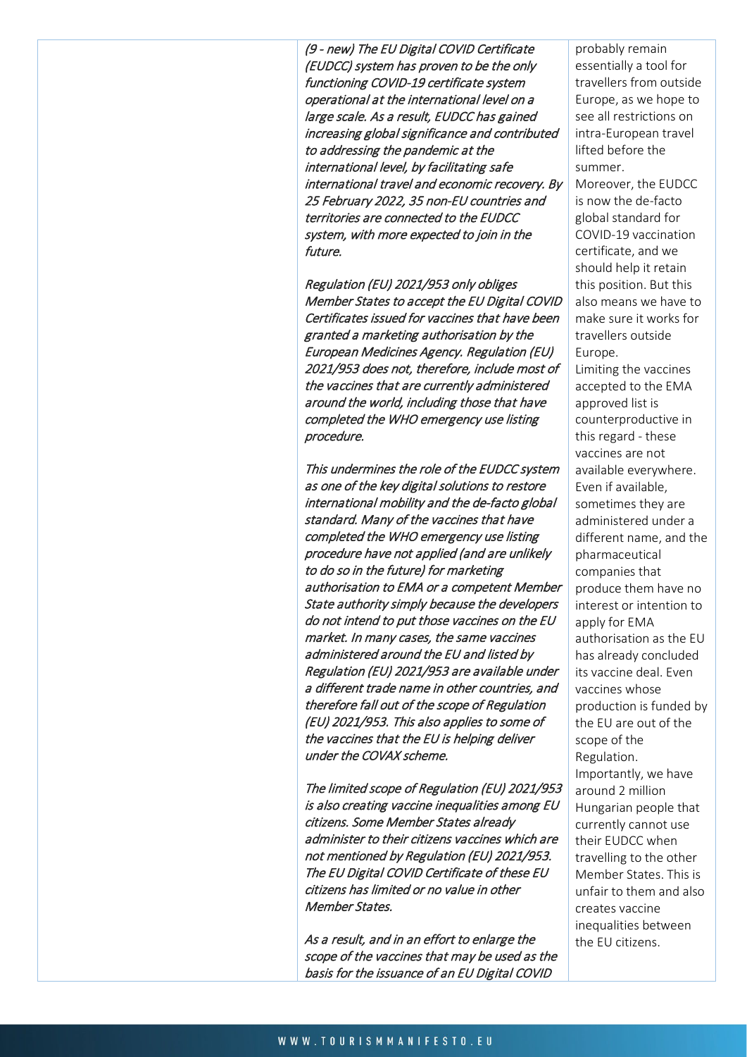| | | |
|---|---|---|
| | *(9 - new) The EU Digital COVID Certificate (EUDCC) system has proven to be the only functioning COVID-19 certificate system operational at the international level on a large scale. As a result, EUDCC has gained increasing global significance and contributed to addressing the pandemic at the international level, by facilitating safe international travel and economic recovery. By 25 February 2022, 35 non-EU countries and territories are connected to the EUDCC system, with more expected to join in the future.*<br><br>*Regulation (EU) 2021/953 only obliges Member States to accept the EU Digital COVID Certificates issued for vaccines that have been granted a marketing authorisation by the European Medicines Agency. Regulation (EU) 2021/953 does not, therefore, include most of the vaccines that are currently administered around the world, including those that have completed the WHO emergency use listing procedure.*<br><br>*This undermines the role of the EUDCC system as one of the key digital solutions to restore international mobility and the de-facto global standard. Many of the vaccines that have completed the WHO emergency use listing procedure have not applied (and are unlikely to do so in the future) for marketing authorisation to EMA or a competent Member State authority simply because the developers do not intend to put those vaccines on the EU market. In many cases, the same vaccines administered around the EU and listed by Regulation (EU) 2021/953 are available under a different trade name in other countries, and therefore fall out of the scope of Regulation (EU) 2021/953. This also applies to some of the vaccines that the EU is helping deliver under the COVAX scheme.*<br><br>*The limited scope of Regulation (EU) 2021/953 is also creating vaccine inequalities among EU citizens. Some Member States already administer to their citizens vaccines which are not mentioned by Regulation (EU) 2021/953. The EU Digital COVID Certificate of these EU citizens has limited or no value in other Member States.*<br><br>*As a result, and in an effort to enlarge the scope of the vaccines that may be used as the basis for the issuance of an EU Digital COVID* | probably remain essentially a tool for travellers from outside Europe, as we hope to see all restrictions on intra-European travel lifted before the summer.<br>Moreover, the EUDCC is now the de-facto global standard for COVID-19 vaccination certificate, and we should help it retain this position. But this also means we have to make sure it works for travellers outside Europe.<br>Limiting the vaccines accepted to the EMA approved list is counterproductive in this regard - these vaccines are not available everywhere. Even if available, sometimes they are administered under a different name, and the pharmaceutical companies that produce them have no interest or intention to apply for EMA authorisation as the EU has already concluded its vaccine deal. Even vaccines whose production is funded by the EU are out of the scope of the Regulation.<br>Importantly, we have around 2 million Hungarian people that currently cannot use their EUDCC when travelling to the other Member States. This is unfair to them and also creates vaccine inequalities between the EU citizens. |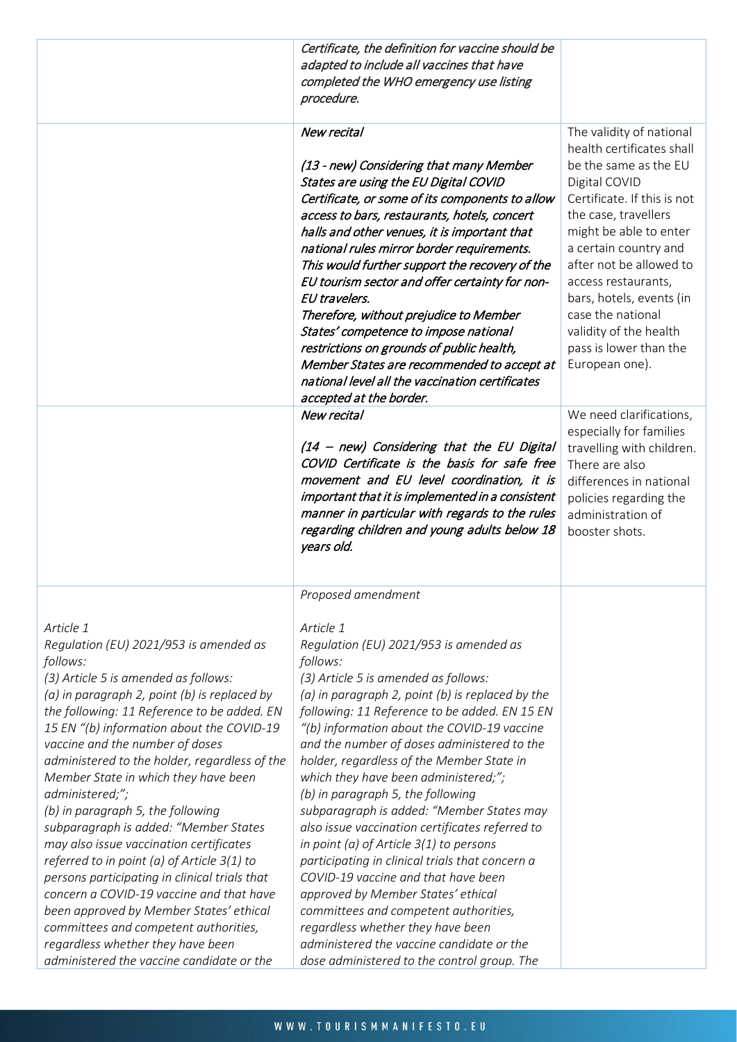| | | |
|---|---|---|
| | *Certificate, the definition for vaccine should be adapted to include all vaccines that have completed the WHO emergency use listing procedure.* | |
| | *New recital*<br><br>*(13 - new) Considering that many Member States are using the EU Digital COVID Certificate, or some of its components to allow access to bars, restaurants, hotels, concert halls and other venues, it is important that national rules mirror border requirements. This would further support the recovery of the EU tourism sector and offer certainty for non-EU travelers.*<br>*Therefore, without prejudice to Member States' competence to impose national restrictions on grounds of public health, Member States are recommended to accept at national level all the vaccination certificates accepted at the border.* | The validity of national health certificates shall be the same as the EU Digital COVID Certificate. If this is not the case, travellers might be able to enter a certain country and after not be allowed to access restaurants, bars, hotels, events (in case the national validity of the health pass is lower than the European one). |
| | *New recital*<br><br>*(14 – new) Considering that the EU Digital COVID Certificate is the basis for safe free movement and EU level coordination, it is important that it is implemented in a consistent manner in particular with regards to the rules regarding children and young adults below 18 years old.* | We need clarifications, especially for families travelling with children. There are also differences in national policies regarding the administration of booster shots. |
| *Article 1*<br>*Regulation (EU) 2021/953 is amended as follows:*<br>*(3) Article 5 is amended as follows:*<br>*(a) in paragraph 2, point (b) is replaced by the following: 11 Reference to be added. EN 15 EN "(b) information about the COVID-19 vaccine and the number of doses administered to the holder, regardless of the Member State in which they have been administered;";*<br>*(b) in paragraph 5, the following subparagraph is added: "Member States may also issue vaccination certificates referred to in point (a) of Article 3(1) to persons participating in clinical trials that concern a COVID-19 vaccine and that have been approved by Member States' ethical committees and competent authorities, regardless whether they have been administered the vaccine candidate or the* | *Proposed amendment*<br><br>*Article 1*<br>*Regulation (EU) 2021/953 is amended as follows:*<br>*(3) Article 5 is amended as follows:*<br>*(a) in paragraph 2, point (b) is replaced by the following: 11 Reference to be added. EN 15 EN "(b) information about the COVID-19 vaccine and the number of doses administered to the holder, regardless of the Member State in which they have been administered;";*<br>*(b) in paragraph 5, the following subparagraph is added: "Member States may also issue vaccination certificates referred to in point (a) of Article 3(1) to persons participating in clinical trials that concern a COVID-19 vaccine and that have been approved by Member States' ethical committees and competent authorities, regardless whether they have been administered the vaccine candidate or the dose administered to the control group. The* | |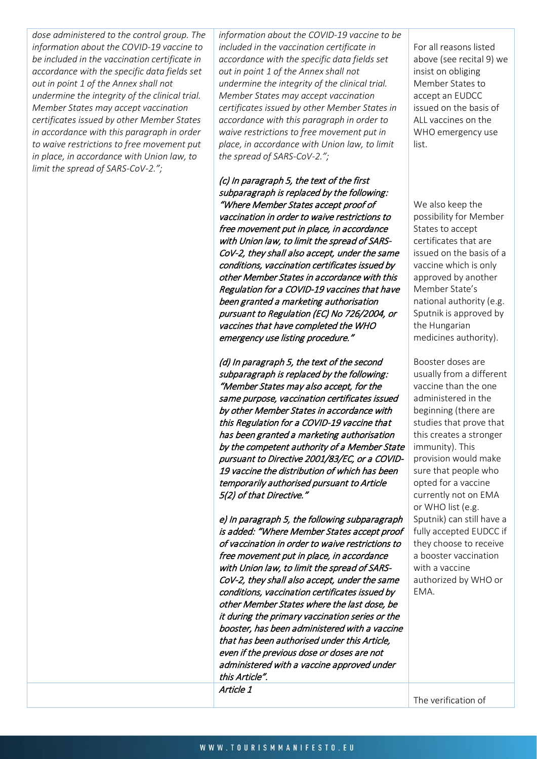| | | |
|---|---|---|
| *dose administered to the control group. The information about the COVID-19 vaccine to be included in the vaccination certificate in accordance with the specific data fields set out in point 1 of the Annex shall not undermine the integrity of the clinical trial. Member States may accept vaccination certificates issued by other Member States in accordance with this paragraph in order to waive restrictions to free movement put in place, in accordance with Union law, to limit the spread of SARS-CoV-2.";* | *information about the COVID-19 vaccine to be included in the vaccination certificate in accordance with the specific data fields set out in point 1 of the Annex shall not undermine the integrity of the clinical trial. Member States may accept vaccination certificates issued by other Member States in accordance with this paragraph in order to waive restrictions to free movement put in place, in accordance with Union law, to limit the spread of SARS-CoV-2.";*<br><br>*(c) In paragraph 5, the text of the first subparagraph is replaced by the following: "Where Member States accept proof of vaccination in order to waive restrictions to free movement put in place, in accordance with Union law, to limit the spread of SARS-CoV-2, they shall also accept, under the same conditions, vaccination certificates issued by other Member States in accordance with this Regulation for a COVID-19 vaccines that have been granted a marketing authorisation pursuant to Regulation (EC) No 726/2004, or vaccines that have completed the WHO emergency use listing procedure."*<br><br>*(d) In paragraph 5, the text of the second subparagraph is replaced by the following: "Member States may also accept, for the same purpose, vaccination certificates issued by other Member States in accordance with this Regulation for a COVID-19 vaccine that has been granted a marketing authorisation by the competent authority of a Member State pursuant to Directive 2001/83/EC, or a COVID-19 vaccine the distribution of which has been temporarily authorised pursuant to Article 5(2) of that Directive."*<br><br>*e) In paragraph 5, the following subparagraph is added: "Where Member States accept proof of vaccination in order to waive restrictions to free movement put in place, in accordance with Union law, to limit the spread of SARS-CoV-2, they shall also accept, under the same conditions, vaccination certificates issued by other Member States where the last dose, be it during the primary vaccination series or the booster, has been administered with a vaccine that has been authorised under this Article, even if the previous dose or doses are not administered with a vaccine approved under this Article".* | For all reasons listed above (see recital 9) we insist on obliging Member States to accept an EUDCC issued on the basis of ALL vaccines on the WHO emergency use list.<br><br>We also keep the possibility for Member States to accept certificates that are issued on the basis of a vaccine which is only approved by another Member State's national authority (e.g. Sputnik is approved by the Hungarian medicines authority).<br><br>Booster doses are usually from a different vaccine than the one administered in the beginning (there are studies that prove that this creates a stronger immunity). This provision would make sure that people who opted for a vaccine currently not on EMA or WHO list (e.g. Sputnik) can still have a fully accepted EUDCC if they choose to receive a booster vaccination with a vaccine authorized by WHO or EMA. |
| | *Article 1* | The verification of |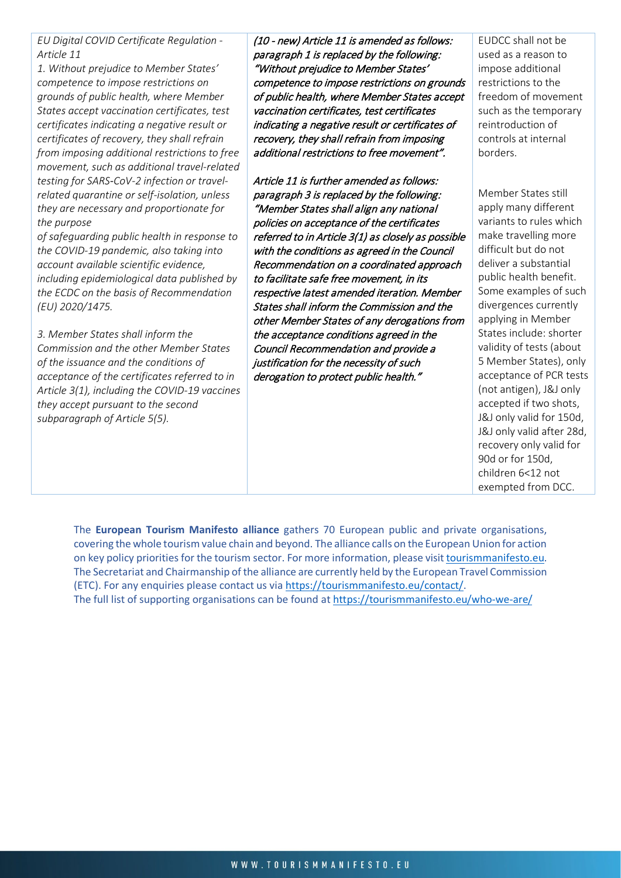| | | |
|---|---|---|
| *EU Digital COVID Certificate Regulation - Article 11*<br>*1. Without prejudice to Member States' competence to impose restrictions on grounds of public health, where Member States accept vaccination certificates, test certificates indicating a negative result or certificates of recovery, they shall refrain from imposing additional restrictions to free movement, such as additional travel-related testing for SARS-CoV-2 infection or travel-related quarantine or self-isolation, unless they are necessary and proportionate for the purpose of safeguarding public health in response to the COVID-19 pandemic, also taking into account available scientific evidence, including epidemiological data published by the ECDC on the basis of Recommendation (EU) 2020/1475.*<br><br>*3. Member States shall inform the Commission and the other Member States of the issuance and the conditions of acceptance of the certificates referred to in Article 3(1), including the COVID-19 vaccines they accept pursuant to the second subparagraph of Article 5(5).* | *(10 - new) Article 11 is amended as follows: paragraph 1 is replaced by the following: "Without prejudice to Member States' competence to impose restrictions on grounds of public health, where Member States accept vaccination certificates, test certificates indicating a negative result or certificates of recovery, they shall refrain from imposing additional restrictions to free movement".*<br><br>*Article 11 is further amended as follows: paragraph 3 is replaced by the following: "Member States shall align any national policies on acceptance of the certificates referred to in Article 3(1) as closely as possible with the conditions as agreed in the Council Recommendation on a coordinated approach to facilitate safe free movement, in its respective latest amended iteration. Member States shall inform the Commission and the other Member States of any derogations from the acceptance conditions agreed in the Council Recommendation and provide a justification for the necessity of such derogation to protect public health."* | EUDCC shall not be used as a reason to impose additional restrictions to the freedom of movement such as the temporary reintroduction of controls at internal borders.<br><br>Member States still apply many different variants to rules which make travelling more difficult but do not deliver a substantial public health benefit. Some examples of such divergences currently applying in Member States include: shorter validity of tests (about 5 Member States), only acceptance of PCR tests (not antigen), J&J only accepted if two shots, J&J only valid for 150d, J&J only valid after 28d, recovery only valid for 90d or for 150d, children 6<12 not exempted from DCC. |

The **European Tourism Manifesto alliance** gathers 70 European public and private organisations, covering the whole tourism value chain and beyond. The alliance calls on the European Union for action on key policy priorities for the tourism sector. For more information, please visit tourismmanifesto.eu. The Secretariat and Chairmanship of the alliance are currently held by the European Travel Commission (ETC). For any enquiries please contact us via https://tourismmanifesto.eu/contact/.
The full list of supporting organisations can be found at https://tourismmanifesto.eu/who-we-are/